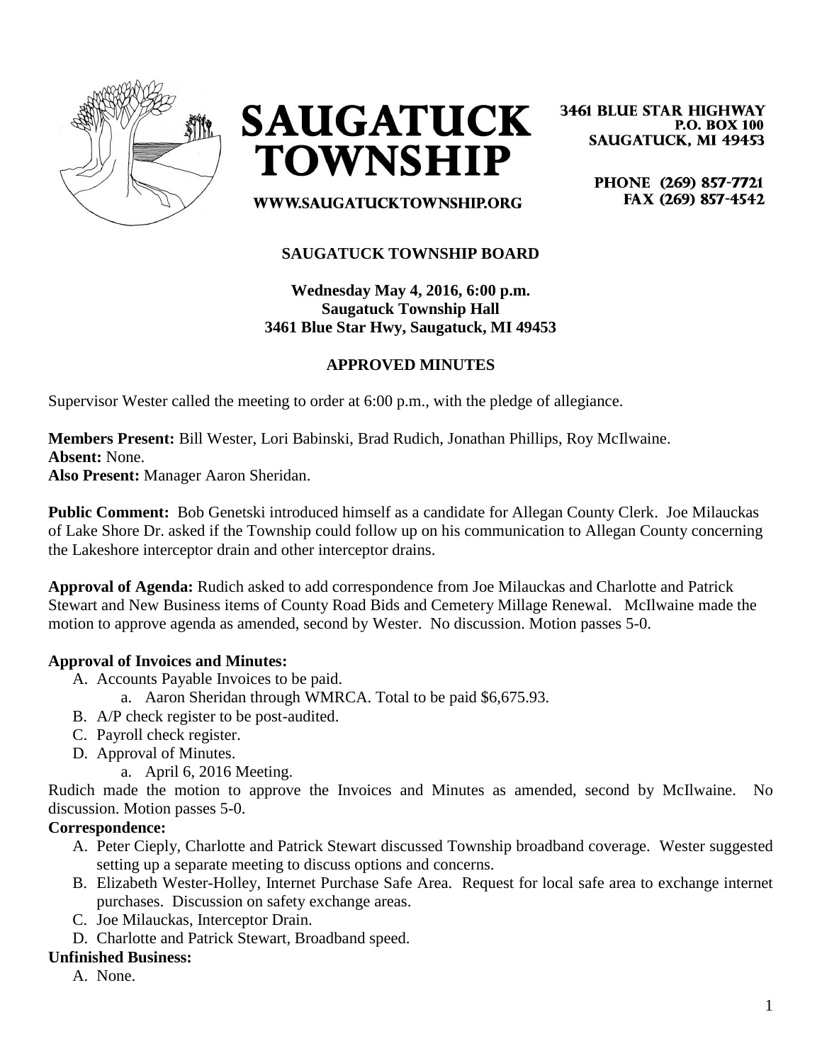# SAUGATUCK TOWNSHIP

WWW.SAUGATUCKTOWNSHIP.ORG

3461 BLUE STAR HIGHWAY
P.O. BOX 100
SAUGATUCK, MI 49453

PHONE (269) 857-7721
FAX (269) 857-4542

## SAUGATUCK TOWNSHIP BOARD

**Wednesday May 4, 2016, 6:00 p.m.**
**Saugatuck Township Hall**
**3461 Blue Star Hwy, Saugatuck, MI 49453**

### APPROVED MINUTES

Supervisor Wester called the meeting to order at 6:00 p.m., with the pledge of allegiance.

**Members Present:** Bill Wester, Lori Babinski, Brad Rudich, Jonathan Phillips, Roy McIlwaine.
**Absent:** None.
**Also Present:** Manager Aaron Sheridan.

**Public Comment:** Bob Genetski introduced himself as a candidate for Allegan County Clerk. Joe Milauckas of Lake Shore Dr. asked if the Township could follow up on his communication to Allegan County concerning the Lakeshore interceptor drain and other interceptor drains.

**Approval of Agenda:** Rudich asked to add correspondence from Joe Milauckas and Charlotte and Patrick Stewart and New Business items of County Road Bids and Cemetery Millage Renewal. McIlwaine made the motion to approve agenda as amended, second by Wester. No discussion. Motion passes 5-0.

**Approval of Invoices and Minutes:**

A. Accounts Payable Invoices to be paid.
   a. Aaron Sheridan through WMRCA. Total to be paid $6,675.93.
B. A/P check register to be post-audited.
C. Payroll check register.
D. Approval of Minutes.
   a. April 6, 2016 Meeting.

Rudich made the motion to approve the Invoices and Minutes as amended, second by McIlwaine. No discussion. Motion passes 5-0.

**Correspondence:**

A. Peter Cieply, Charlotte and Patrick Stewart discussed Township broadband coverage. Wester suggested setting up a separate meeting to discuss options and concerns.
B. Elizabeth Wester-Holley, Internet Purchase Safe Area. Request for local safe area to exchange internet purchases. Discussion on safety exchange areas.
C. Joe Milauckas, Interceptor Drain.
D. Charlotte and Patrick Stewart, Broadband speed.

**Unfinished Business:**

A. None.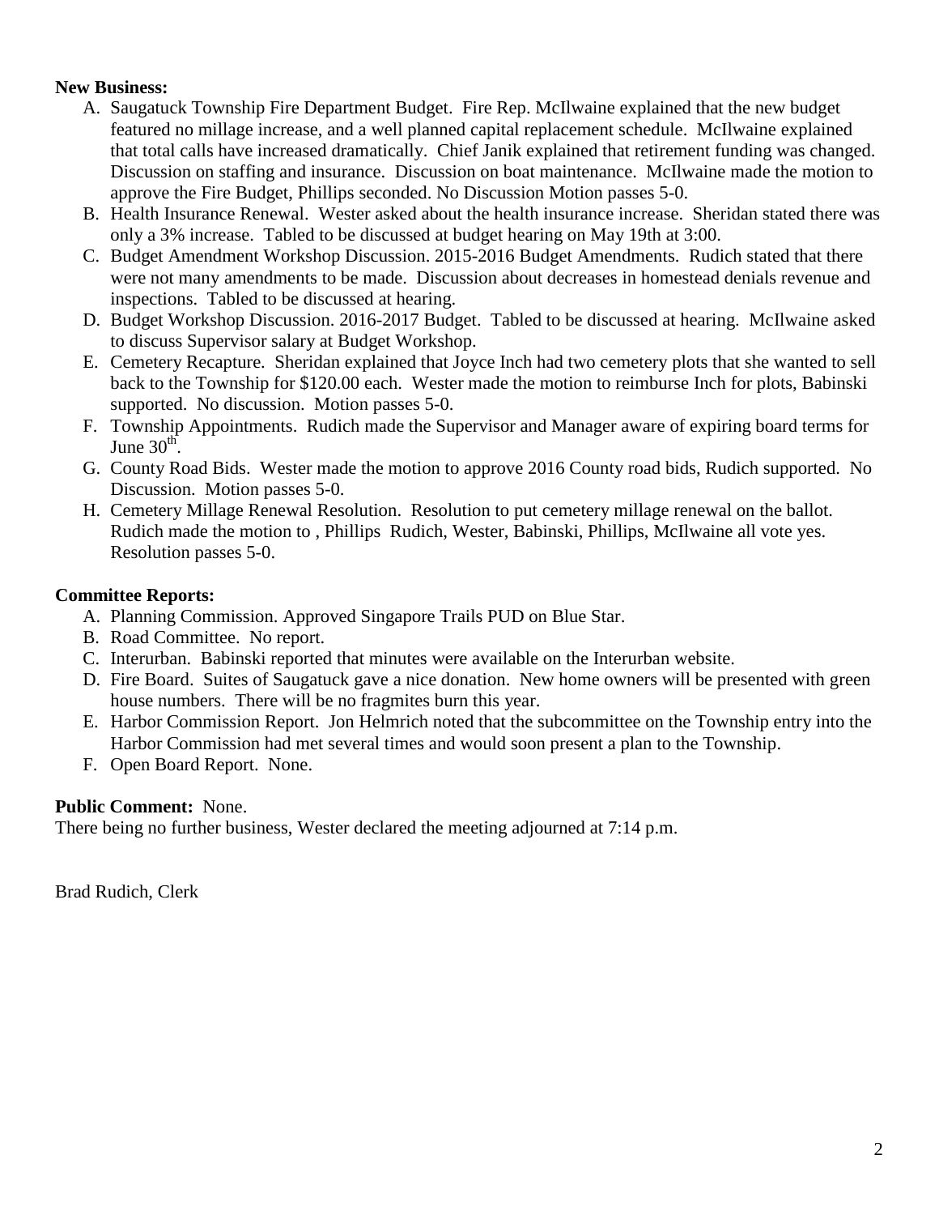**New Business:**

A. Saugatuck Township Fire Department Budget. Fire Rep. McIlwaine explained that the new budget featured no millage increase, and a well planned capital replacement schedule. McIlwaine explained that total calls have increased dramatically. Chief Janik explained that retirement funding was changed. Discussion on staffing and insurance. Discussion on boat maintenance. McIlwaine made the motion to approve the Fire Budget, Phillips seconded. No Discussion Motion passes 5-0.
B. Health Insurance Renewal. Wester asked about the health insurance increase. Sheridan stated there was only a 3% increase. Tabled to be discussed at budget hearing on May 19th at 3:00.
C. Budget Amendment Workshop Discussion. 2015-2016 Budget Amendments. Rudich stated that there were not many amendments to be made. Discussion about decreases in homestead denials revenue and inspections. Tabled to be discussed at hearing.
D. Budget Workshop Discussion. 2016-2017 Budget. Tabled to be discussed at hearing. McIlwaine asked to discuss Supervisor salary at Budget Workshop.
E. Cemetery Recapture. Sheridan explained that Joyce Inch had two cemetery plots that she wanted to sell back to the Township for $120.00 each. Wester made the motion to reimburse Inch for plots, Babinski supported. No discussion. Motion passes 5-0.
F. Township Appointments. Rudich made the Supervisor and Manager aware of expiring board terms for June 30th.
G. County Road Bids. Wester made the motion to approve 2016 County road bids, Rudich supported. No Discussion. Motion passes 5-0.
H. Cemetery Millage Renewal Resolution. Resolution to put cemetery millage renewal on the ballot. Rudich made the motion to , Phillips Rudich, Wester, Babinski, Phillips, McIlwaine all vote yes. Resolution passes 5-0.

**Committee Reports:**

A. Planning Commission. Approved Singapore Trails PUD on Blue Star.
B. Road Committee. No report.
C. Interurban. Babinski reported that minutes were available on the Interurban website.
D. Fire Board. Suites of Saugatuck gave a nice donation. New home owners will be presented with green house numbers. There will be no fragmites burn this year.
E. Harbor Commission Report. Jon Helmrich noted that the subcommittee on the Township entry into the Harbor Commission had met several times and would soon present a plan to the Township.
F. Open Board Report. None.

**Public Comment:** None.

There being no further business, Wester declared the meeting adjourned at 7:14 p.m.

Brad Rudich, Clerk